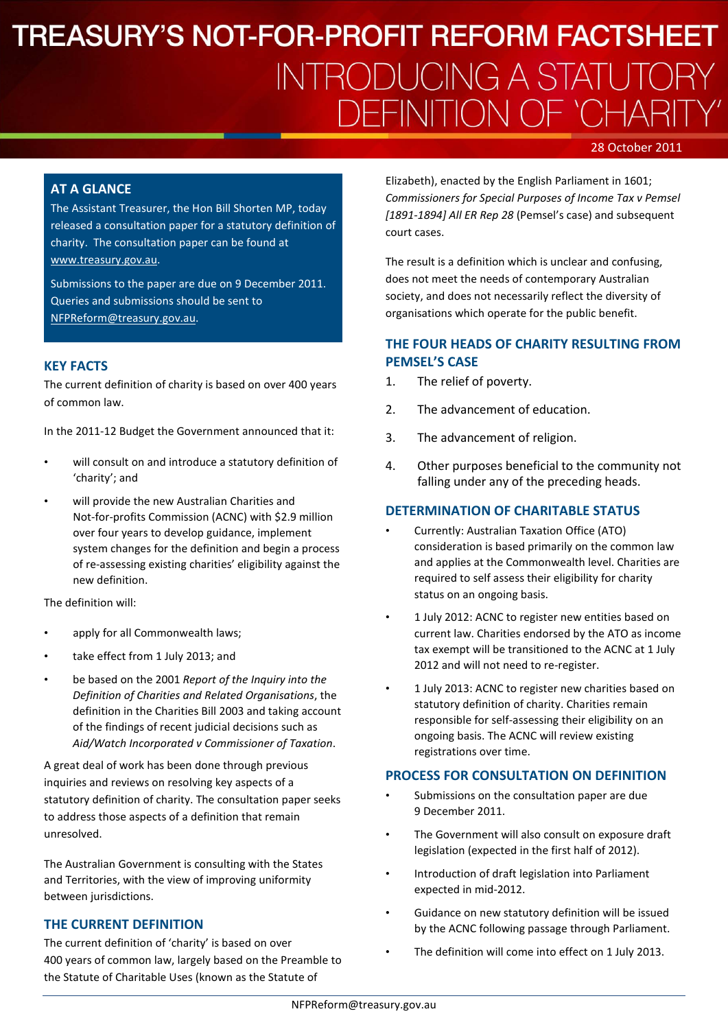# TREASURY'S NOT-FOR-PROFIT REFORM FACTSHEET

## INTRODUCING A STATUTORY DEFINITION OF 'CHARITY'

28 October 2011

### AT A GLANCE

The Assistant Treasurer, the Hon Bill Shorten MP, today released a consultation paper for a statutory definition of charity. The consultation paper can be found at www.treasury.gov.au.

Submissions to the paper are due on 9 December 2011. Queries and submissions should be sent to NFPReform@treasury.gov.au.

### KEY FACTS

The current definition of charity is based on over 400 years of common law.

In the 2011-12 Budget the Government announced that it:

- will consult on and introduce a statutory definition of 'charity'; and
- will provide the new Australian Charities and Not-for-profits Commission (ACNC) with $2.9 million over four years to develop guidance, implement system changes for the definition and begin a process of re-assessing existing charities' eligibility against the new definition.

The definition will:

- apply for all Commonwealth laws;
- take effect from 1 July 2013; and
- be based on the 2001 *Report of the Inquiry into the Definition of Charities and Related Organisations*, the definition in the Charities Bill 2003 and taking account of the findings of recent judicial decisions such as *Aid/Watch Incorporated v Commissioner of Taxation*.

A great deal of work has been done through previous inquiries and reviews on resolving key aspects of a statutory definition of charity. The consultation paper seeks to address those aspects of a definition that remain unresolved.

The Australian Government is consulting with the States and Territories, with the view of improving uniformity between jurisdictions.

### THE CURRENT DEFINITION

The current definition of 'charity' is based on over 400 years of common law, largely based on the Preamble to the Statute of Charitable Uses (known as the Statute of Elizabeth), enacted by the English Parliament in 1601; *Commissioners for Special Purposes of Income Tax v Pemsel [1891-1894] All ER Rep 28* (Pemsel's case) and subsequent court cases.

The result is a definition which is unclear and confusing, does not meet the needs of contemporary Australian society, and does not necessarily reflect the diversity of organisations which operate for the public benefit.

### THE FOUR HEADS OF CHARITY RESULTING FROM PEMSEL'S CASE

1. The relief of poverty.
2. The advancement of education.
3. The advancement of religion.
4. Other purposes beneficial to the community not falling under any of the preceding heads.

### DETERMINATION OF CHARITABLE STATUS

- Currently: Australian Taxation Office (ATO) consideration is based primarily on the common law and applies at the Commonwealth level. Charities are required to self assess their eligibility for charity status on an ongoing basis.
- 1 July 2012: ACNC to register new entities based on current law. Charities endorsed by the ATO as income tax exempt will be transitioned to the ACNC at 1 July 2012 and will not need to re-register.
- 1 July 2013: ACNC to register new charities based on statutory definition of charity. Charities remain responsible for self-assessing their eligibility on an ongoing basis. The ACNC will review existing registrations over time.

### PROCESS FOR CONSULTATION ON DEFINITION

- Submissions on the consultation paper are due 9 December 2011.
- The Government will also consult on exposure draft legislation (expected in the first half of 2012).
- Introduction of draft legislation into Parliament expected in mid-2012.
- Guidance on new statutory definition will be issued by the ACNC following passage through Parliament.
- The definition will come into effect on 1 July 2013.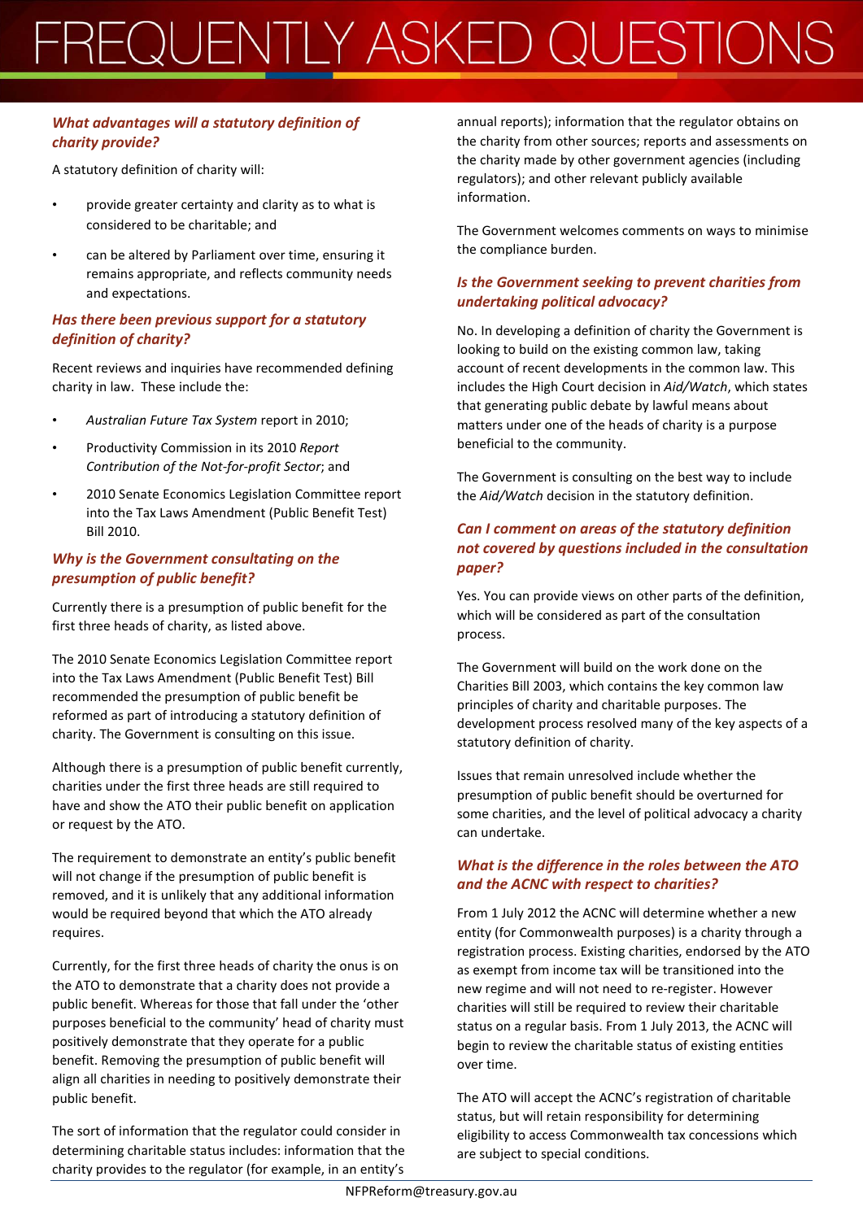# FREQUENTLY ASKED QUESTIONS

### *What advantages will a statutory definition of charity provide?*

A statutory definition of charity will:

- provide greater certainty and clarity as to what is considered to be charitable; and
- can be altered by Parliament over time, ensuring it remains appropriate, and reflects community needs and expectations.

### *Has there been previous support for a statutory definition of charity?*

Recent reviews and inquiries have recommended defining charity in law. These include the:

- *Australian Future Tax System* report in 2010;
- Productivity Commission in its 2010 *Report Contribution of the Not-for-profit Sector*; and
- 2010 Senate Economics Legislation Committee report into the Tax Laws Amendment (Public Benefit Test) Bill 2010.

### *Why is the Government consulting on the presumption of public benefit?*

Currently there is a presumption of public benefit for the first three heads of charity, as listed above.

The 2010 Senate Economics Legislation Committee report into the Tax Laws Amendment (Public Benefit Test) Bill recommended the presumption of public benefit be reformed as part of introducing a statutory definition of charity. The Government is consulting on this issue.

Although there is a presumption of public benefit currently, charities under the first three heads are still required to have and show the ATO their public benefit on application or request by the ATO.

The requirement to demonstrate an entity's public benefit will not change if the presumption of public benefit is removed, and it is unlikely that any additional information would be required beyond that which the ATO already requires.

Currently, for the first three heads of charity the onus is on the ATO to demonstrate that a charity does not provide a public benefit. Whereas for those that fall under the 'other purposes beneficial to the community' head of charity must positively demonstrate that they operate for a public benefit. Removing the presumption of public benefit will align all charities in needing to positively demonstrate their public benefit.

The sort of information that the regulator could consider in determining charitable status includes: information that the charity provides to the regulator (for example, in an entity's annual reports); information that the regulator obtains on the charity from other sources; reports and assessments on the charity made by other government agencies (including regulators); and other relevant publicly available information.

The Government welcomes comments on ways to minimise the compliance burden.

### *Is the Government seeking to prevent charities from undertaking political advocacy?*

No. In developing a definition of charity the Government is looking to build on the existing common law, taking account of recent developments in the common law. This includes the High Court decision in *Aid/Watch*, which states that generating public debate by lawful means about matters under one of the heads of charity is a purpose beneficial to the community.

The Government is consulting on the best way to include the *Aid/Watch* decision in the statutory definition.

### *Can I comment on areas of the statutory definition not covered by questions included in the consultation paper?*

Yes. You can provide views on other parts of the definition, which will be considered as part of the consultation process.

The Government will build on the work done on the Charities Bill 2003, which contains the key common law principles of charity and charitable purposes. The development process resolved many of the key aspects of a statutory definition of charity.

Issues that remain unresolved include whether the presumption of public benefit should be overturned for some charities, and the level of political advocacy a charity can undertake.

### *What is the difference in the roles between the ATO and the ACNC with respect to charities?*

From 1 July 2012 the ACNC will determine whether a new entity (for Commonwealth purposes) is a charity through a registration process. Existing charities, endorsed by the ATO as exempt from income tax will be transitioned into the new regime and will not need to re-register. However charities will still be required to review their charitable status on a regular basis. From 1 July 2013, the ACNC will begin to review the charitable status of existing entities over time.

The ATO will accept the ACNC's registration of charitable status, but will retain responsibility for determining eligibility to access Commonwealth tax concessions which are subject to special conditions.

NFPReform@treasury.gov.au